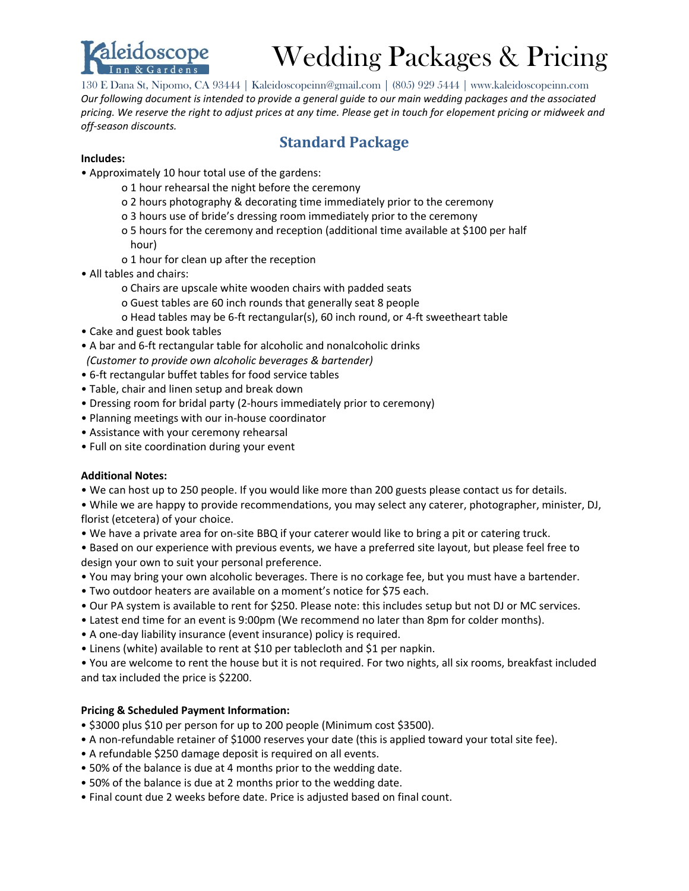Kaleidoscope Inn & Gardens

# Wedding Packages & Pricing

130 E Dana St, Nipomo, CA 93444 | Kaleidoscopeinn@gmail.com | (805) 929 5444 | www.kaleidoscopeinn.com

*Our following document is intended to provide a general guide to our main wedding packages and the associated pricing. We reserve the right to adjust prices at any time. Please get in touch for elopement pricing or midweek and off-season discounts.*

## Standard Package

**Includes:**

- Approximately 10 hour total use of the gardens:
  - 1 hour rehearsal the night before the ceremony
  - 2 hours photography & decorating time immediately prior to the ceremony
  - 3 hours use of bride's dressing room immediately prior to the ceremony
  - 5 hours for the ceremony and reception (additional time available at $100 per half hour)
  - 1 hour for clean up after the reception
- All tables and chairs:
  - Chairs are upscale white wooden chairs with padded seats
  - Guest tables are 60 inch rounds that generally seat 8 people
  - Head tables may be 6-ft rectangular(s), 60 inch round, or 4-ft sweetheart table
- Cake and guest book tables
- A bar and 6-ft rectangular table for alcoholic and nonalcoholic drinks
  *(Customer to provide own alcoholic beverages & bartender)*
- 6-ft rectangular buffet tables for food service tables
- Table, chair and linen setup and break down
- Dressing room for bridal party (2-hours immediately prior to ceremony)
- Planning meetings with our in-house coordinator
- Assistance with your ceremony rehearsal
- Full on site coordination during your event

**Additional Notes:**

- We can host up to 250 people. If you would like more than 200 guests please contact us for details.
- While we are happy to provide recommendations, you may select any caterer, photographer, minister, DJ, florist (etcetera) of your choice.
- We have a private area for on-site BBQ if your caterer would like to bring a pit or catering truck.
- Based on our experience with previous events, we have a preferred site layout, but please feel free to design your own to suit your personal preference.
- You may bring your own alcoholic beverages. There is no corkage fee, but you must have a bartender.
- Two outdoor heaters are available on a moment's notice for $75 each.
- Our PA system is available to rent for $250. Please note: this includes setup but not DJ or MC services.
- Latest end time for an event is 9:00pm (We recommend no later than 8pm for colder months).
- A one-day liability insurance (event insurance) policy is required.
- Linens (white) available to rent at $10 per tablecloth and $1 per napkin.
- You are welcome to rent the house but it is not required. For two nights, all six rooms, breakfast included and tax included the price is $2200.

**Pricing & Scheduled Payment Information:**

- $3000 plus $10 per person for up to 200 people (Minimum cost $3500).
- A non-refundable retainer of $1000 reserves your date (this is applied toward your total site fee).
- A refundable $250 damage deposit is required on all events.
- 50% of the balance is due at 4 months prior to the wedding date.
- 50% of the balance is due at 2 months prior to the wedding date.
- Final count due 2 weeks before date. Price is adjusted based on final count.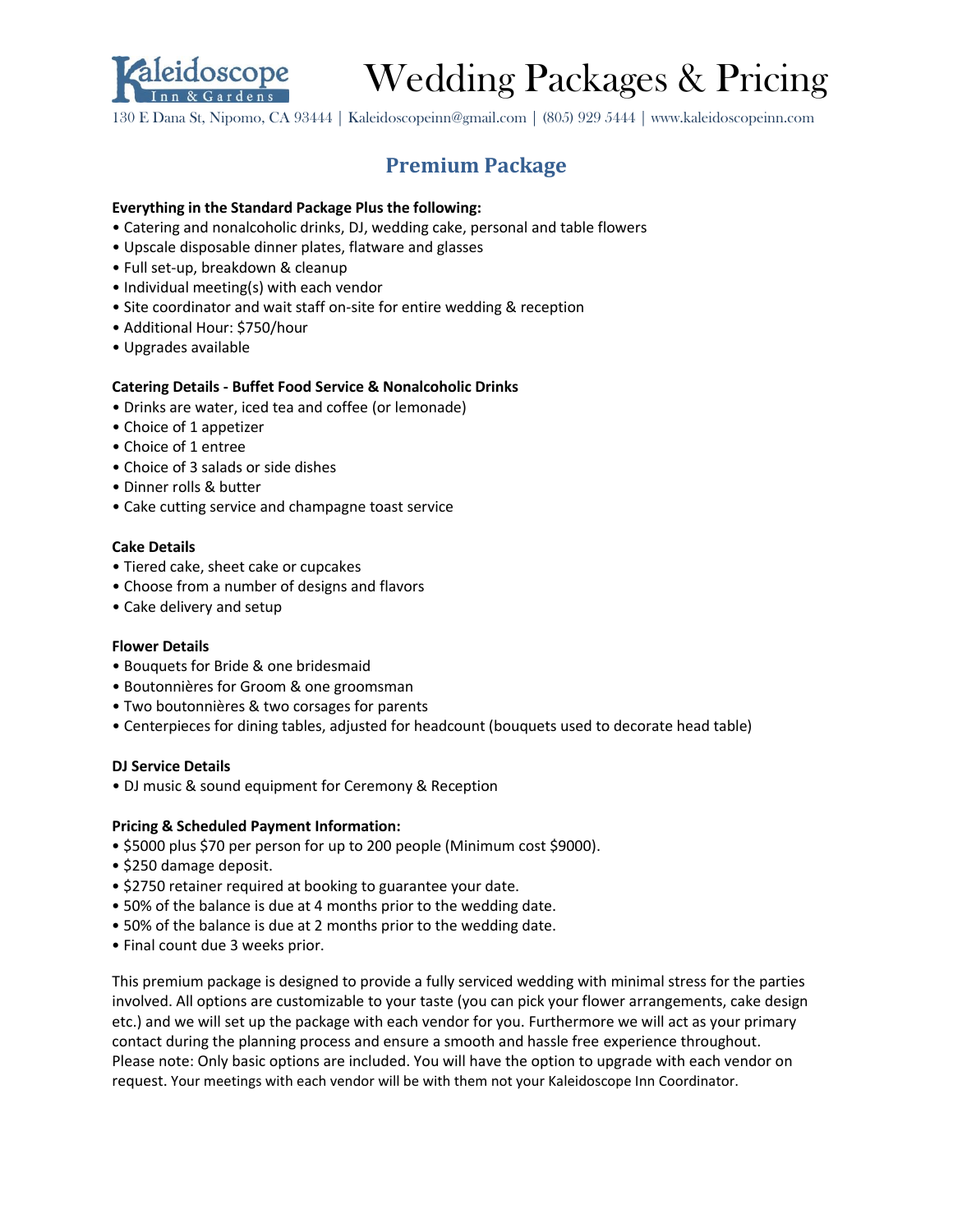# Wedding Packages & Pricing

130 E Dana St, Nipomo, CA 93444 | Kaleidoscopeinn@gmail.com | (805) 929 5444 | www.kaleidoscopeinn.com

## Premium Package

**Everything in the Standard Package Plus the following:**

- Catering and nonalcoholic drinks, DJ, wedding cake, personal and table flowers
- Upscale disposable dinner plates, flatware and glasses
- Full set-up, breakdown & cleanup
- Individual meeting(s) with each vendor
- Site coordinator and wait staff on-site for entire wedding & reception
- Additional Hour: $750/hour
- Upgrades available

**Catering Details - Buffet Food Service & Nonalcoholic Drinks**

- Drinks are water, iced tea and coffee (or lemonade)
- Choice of 1 appetizer
- Choice of 1 entree
- Choice of 3 salads or side dishes
- Dinner rolls & butter
- Cake cutting service and champagne toast service

**Cake Details**

- Tiered cake, sheet cake or cupcakes
- Choose from a number of designs and flavors
- Cake delivery and setup

**Flower Details**

- Bouquets for Bride & one bridesmaid
- Boutonnières for Groom & one groomsman
- Two boutonnières & two corsages for parents
- Centerpieces for dining tables, adjusted for headcount (bouquets used to decorate head table)

**DJ Service Details**

- DJ music & sound equipment for Ceremony & Reception

**Pricing & Scheduled Payment Information:**

- $5000 plus $70 per person for up to 200 people (Minimum cost $9000).
- $250 damage deposit.
- $2750 retainer required at booking to guarantee your date.
- 50% of the balance is due at 4 months prior to the wedding date.
- 50% of the balance is due at 2 months prior to the wedding date.
- Final count due 3 weeks prior.

This premium package is designed to provide a fully serviced wedding with minimal stress for the parties involved. All options are customizable to your taste (you can pick your flower arrangements, cake design etc.) and we will set up the package with each vendor for you. Furthermore we will act as your primary contact during the planning process and ensure a smooth and hassle free experience throughout. Please note: Only basic options are included. You will have the option to upgrade with each vendor on request. Your meetings with each vendor will be with them not your Kaleidoscope Inn Coordinator.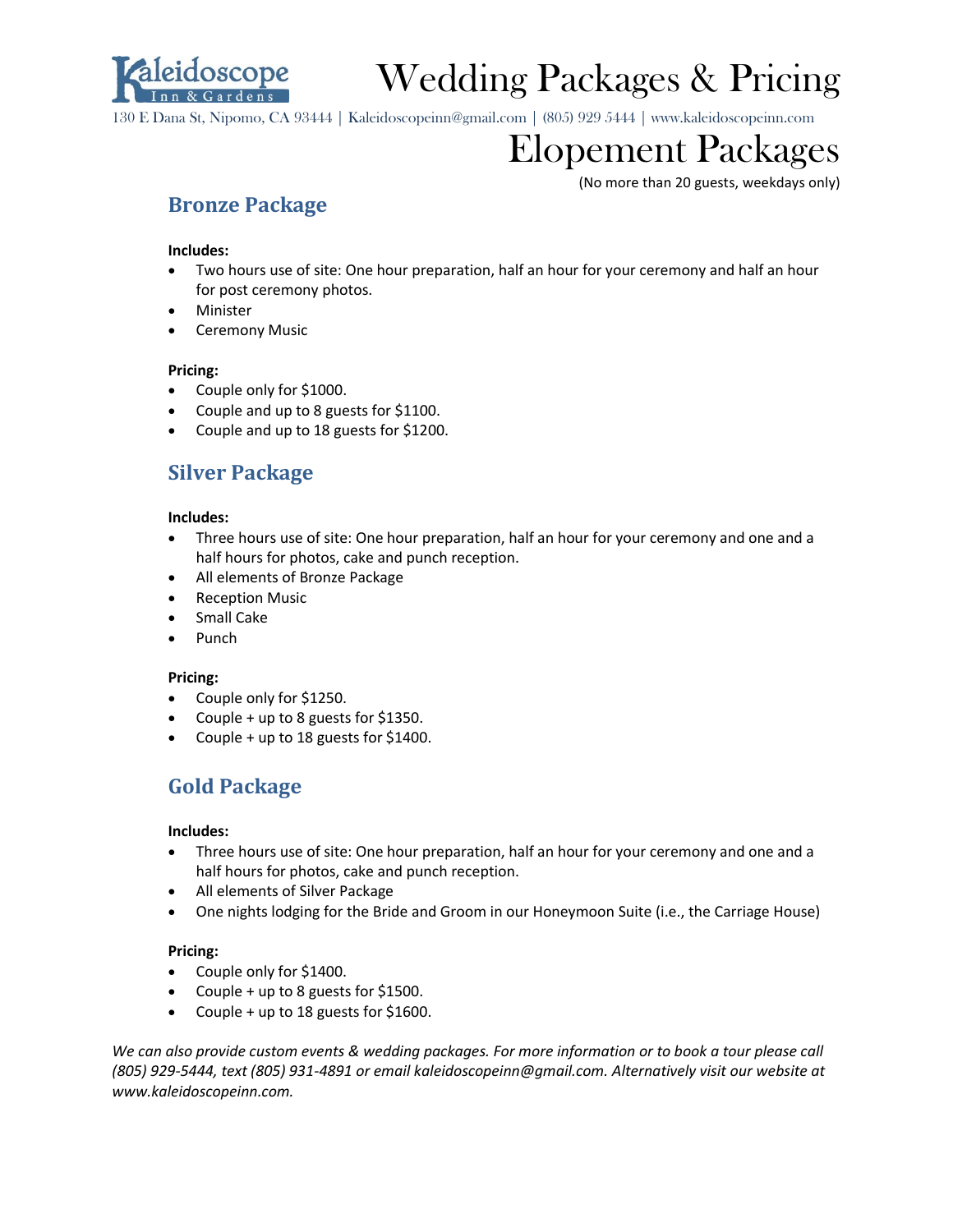# Wedding Packages & Pricing

Kaleidoscope Inn & Gardens

130 E Dana St, Nipomo, CA 93444 | Kaleidoscopeinn@gmail.com | (805) 929 5444 | www.kaleidoscopeinn.com

# Elopement Packages

(No more than 20 guests, weekdays only)

## Bronze Package

**Includes:**

- Two hours use of site: One hour preparation, half an hour for your ceremony and half an hour for post ceremony photos.
- Minister
- Ceremony Music

**Pricing:**

- Couple only for $1000.
- Couple and up to 8 guests for $1100.
- Couple and up to 18 guests for $1200.

## Silver Package

**Includes:**

- Three hours use of site: One hour preparation, half an hour for your ceremony and one and a half hours for photos, cake and punch reception.
- All elements of Bronze Package
- Reception Music
- Small Cake
- Punch

**Pricing:**

- Couple only for $1250.
- Couple + up to 8 guests for $1350.
- Couple + up to 18 guests for $1400.

## Gold Package

**Includes:**

- Three hours use of site: One hour preparation, half an hour for your ceremony and one and a half hours for photos, cake and punch reception.
- All elements of Silver Package
- One nights lodging for the Bride and Groom in our Honeymoon Suite (i.e., the Carriage House)

**Pricing:**

- Couple only for $1400.
- Couple + up to 8 guests for $1500.
- Couple + up to 18 guests for $1600.

*We can also provide custom events & wedding packages. For more information or to book a tour please call (805) 929-5444, text (805) 931-4891 or email kaleidoscopeinn@gmail.com. Alternatively visit our website at www.kaleidoscopeinn.com.*